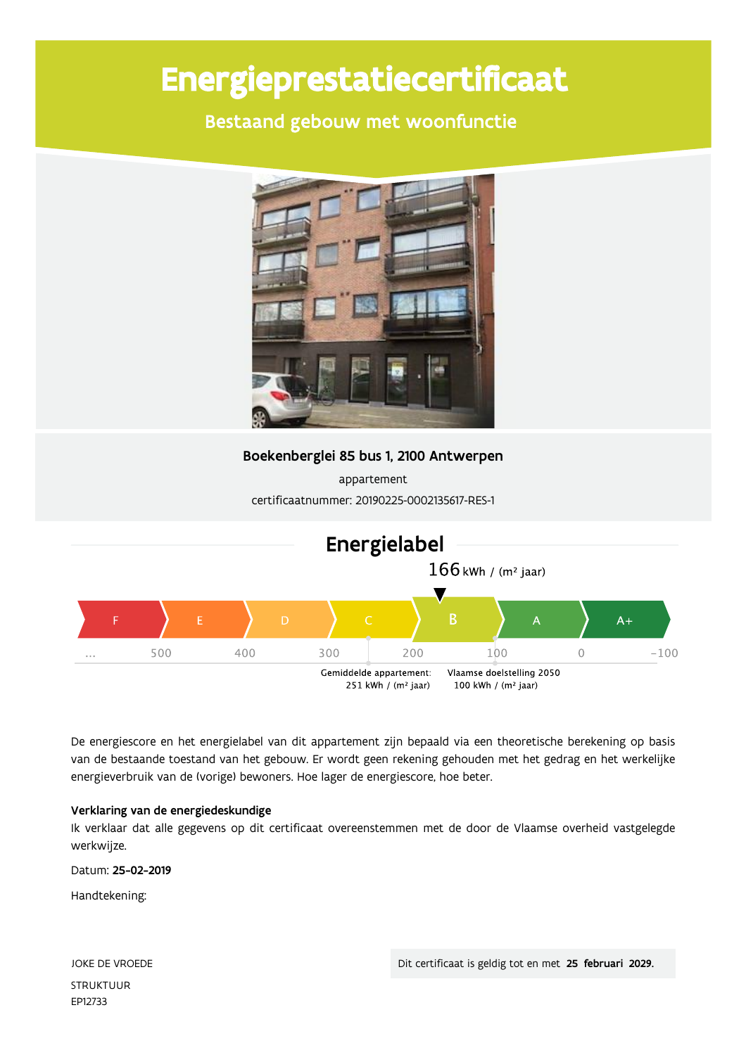# Energieprestatiecertificaat

## Bestaand gebouw met woonfunctie

**Boekenberglei 85 bus 1, 2100 Antwerpen**

appartement

certificaatnummer: 20190225-0002135617-RES-1

## Energielabel

166 kWh / (m² jaar)

F | E | D | C | **B** | A | A+

... 500 400 300 200 100 0 -100

Gemiddelde appartement: 251 kWh / (m² jaar)

Vlaamse doelstelling 2050 100 kWh / (m² jaar)

De energiescore en het energielabel van dit appartement zijn bepaald via een theoretische berekening op basis van de bestaande toestand van het gebouw. Er wordt geen rekening gehouden met het gedrag en het werkelijke energieverbruik van de (vorige) bewoners. Hoe lager de energiescore, hoe beter.

**Verklaring van de energiedeskundige**

Ik verklaar dat alle gegevens op dit certificaat overeenstemmen met de door de Vlaamse overheid vastgelegde werkwijze.

Datum: **25-02-2019**

Handtekening:

JOKE DE VROEDE

STRUKTUUR

EP12733

Dit certificaat is geldig tot en met **25 februari 2029.**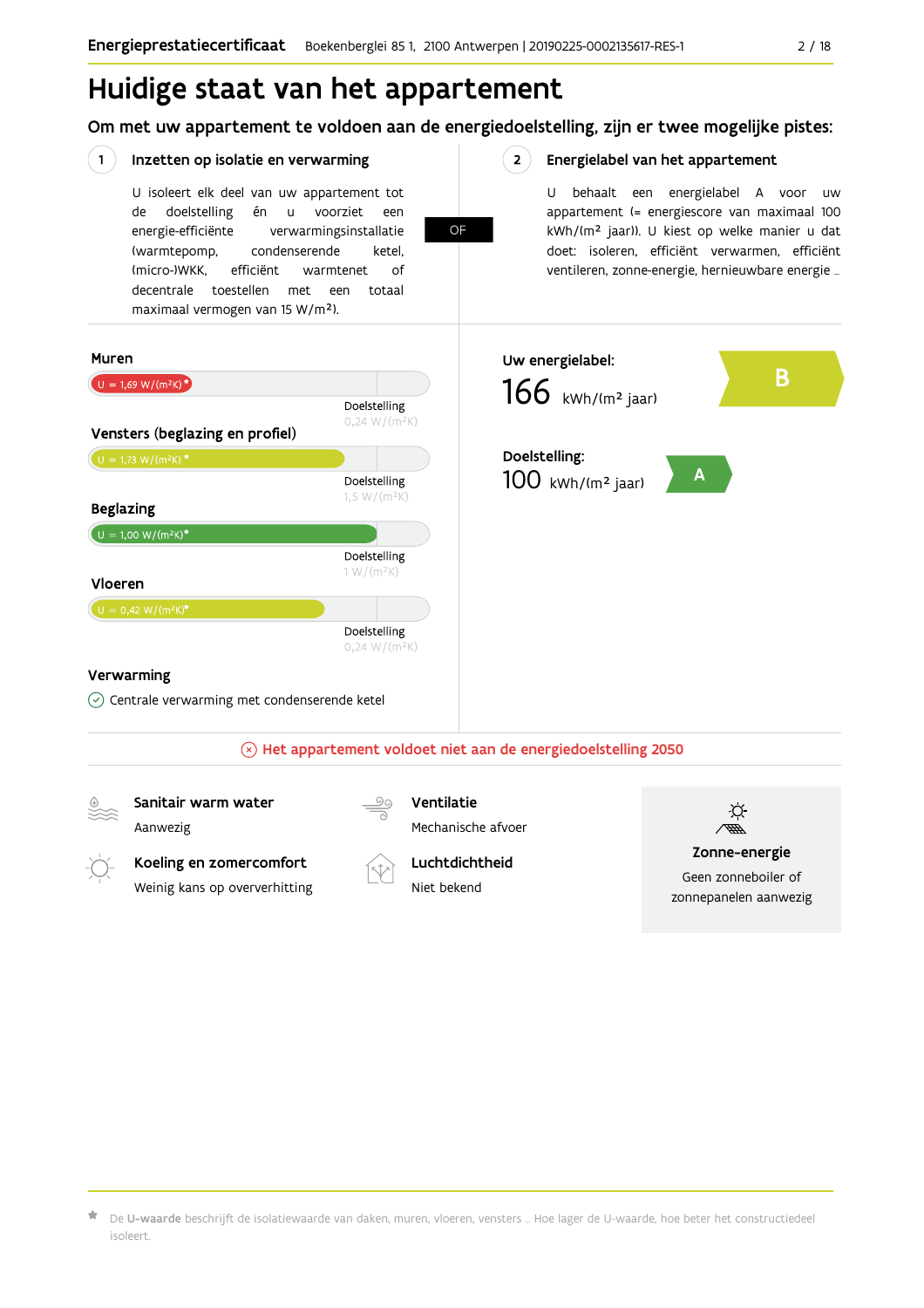# Huidige staat van het appartement

## Om met uw appartement te voldoen aan de energiedoelstelling, zijn er twee mogelijke pistes:

### 1 Inzetten op isolatie en verwarming

U isoleert elk deel van uw appartement tot de doelstelling én u voorziet een energie-efficiënte verwarmingsinstallatie (warmtepomp, condenserende ketel, (micro-)WKK, efficiënt warmtenet of decentrale toestellen met een totaal maximaal vermogen van 15 W/m²).

**OF**

### 2 Energielabel van het appartement

U behaalt een energielabel A voor uw appartement (= energiescore van maximaal 100 kWh/(m² jaar)). U kiest op welke manier u dat doet: isoleren, efficiënt verwarmen, efficiënt ventileren, zonne-energie, hernieuwbare energie ...

**Muren**

U = 1,69 W/(m²K)*

Doelstelling 0,24 W/(m²K)

**Vensters (beglazing en profiel)**

U = 1,73 W/(m²K)*

Doelstelling 1,5 W/(m²K)

**Beglazing**

U = 1,00 W/(m²K)*

Doelstelling 1 W/(m²K)

**Vloeren**

U = 0,42 W/(m²K)*

Doelstelling 0,24 W/(m²K)

**Verwarming**

✓ Centrale verwarming met condenserende ketel

**Uw energielabel:** 166 kWh/(m² jaar) — **B**

**Doelstelling:** 100 kWh/(m² jaar) — **A**

⊗ **Het appartement voldoet niet aan de energiedoelstelling 2050**

**Sanitair warm water**
Aanwezig

**Ventilatie**
Mechanische afvoer

**Koeling en zomercomfort**
Weinig kans op oververhitting

**Luchtdichtheid**
Niet bekend

**Zonne-energie**
Geen zonneboiler of zonnepanelen aanwezig

* De **U-waarde** beschrijft de isolatiewaarde van daken, muren, vloeren, vensters ... Hoe lager de U-waarde, hoe beter het constructiedeel isoleert.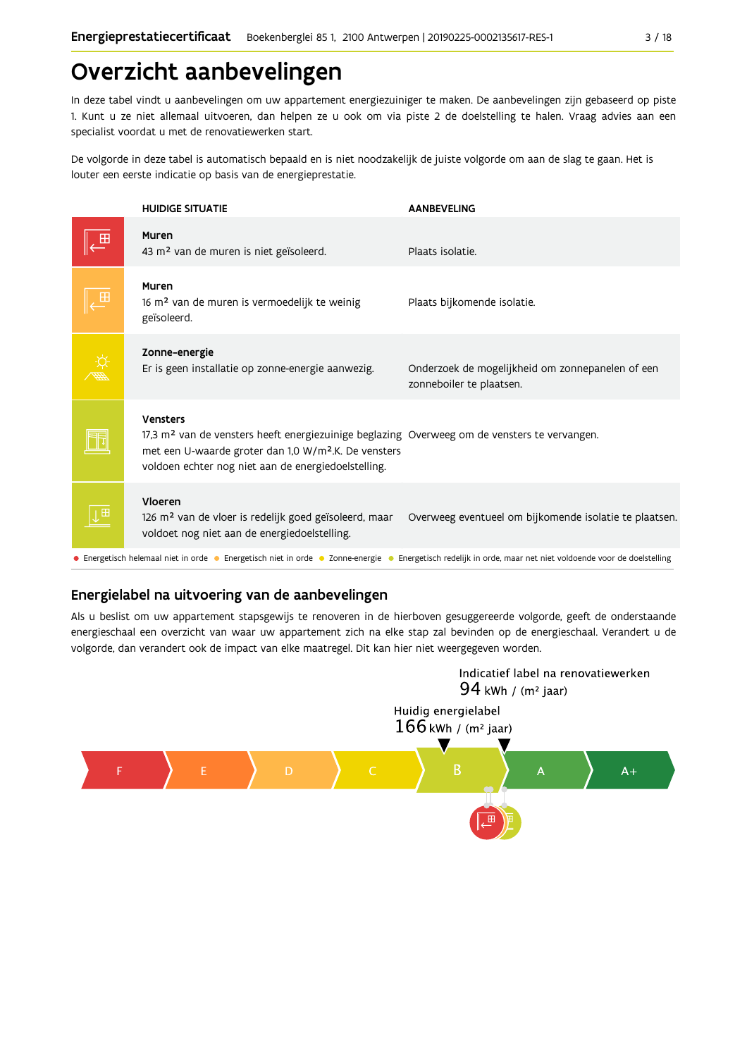# Overzicht aanbevelingen

In deze tabel vindt u aanbevelingen om uw appartement energiezuiniger te maken. De aanbevelingen zijn gebaseerd op piste 1. Kunt u ze niet allemaal uitvoeren, dan helpen ze u ook om via piste 2 de doelstelling te halen. Vraag advies aan een specialist voordat u met de renovatiewerken start.

De volgorde in deze tabel is automatisch bepaald en is niet noodzakelijk de juiste volgorde om aan de slag te gaan. Het is louter een eerste indicatie op basis van de energieprestatie.

| HUIDIGE SITUATIE | AANBEVELING |
|---|---|
| **Muren**<br>43 m² van de muren is niet geïsoleerd. | Plaats isolatie. |
| **Muren**<br>16 m² van de muren is vermoedelijk te weinig geïsoleerd. | Plaats bijkomende isolatie. |
| **Zonne-energie**<br>Er is geen installatie op zonne-energie aanwezig. | Onderzoek de mogelijkheid om zonnepanelen of een zonneboiler te plaatsen. |
| **Vensters**<br>17,3 m² van de vensters heeft energiezuinige beglazing met een U-waarde groter dan 1,0 W/m².K. De vensters voldoen echter nog niet aan de energiedoelstelling. | Overweeg om de vensters te vervangen. |
| **Vloeren**<br>126 m² van de vloer is redelijk goed geïsoleerd, maar voldoet nog niet aan de energiedoelstelling. | Overweeg eventueel om bijkomende isolatie te plaatsen. |

● Energetisch helemaal niet in orde ● Energetisch niet in orde ● Zonne-energie ● Energetisch redelijk in orde, maar net niet voldoende voor de doelstelling

## Energielabel na uitvoering van de aanbevelingen

Als u beslist om uw appartement stapsgewijs te renoveren in de hierboven gesuggereerde volgorde, geeft de onderstaande energieschaal een overzicht van waar uw appartement zich na elke stap zal bevinden op de energieschaal. Verandert u de volgorde, dan verandert ook de impact van elke maatregel. Dit kan hier niet weergegeven worden.

Indicatief label na renovatiewerken
94 kWh / (m² jaar)

Huidig energielabel
166 kWh / (m² jaar)

F | E | D | C | B | A | A+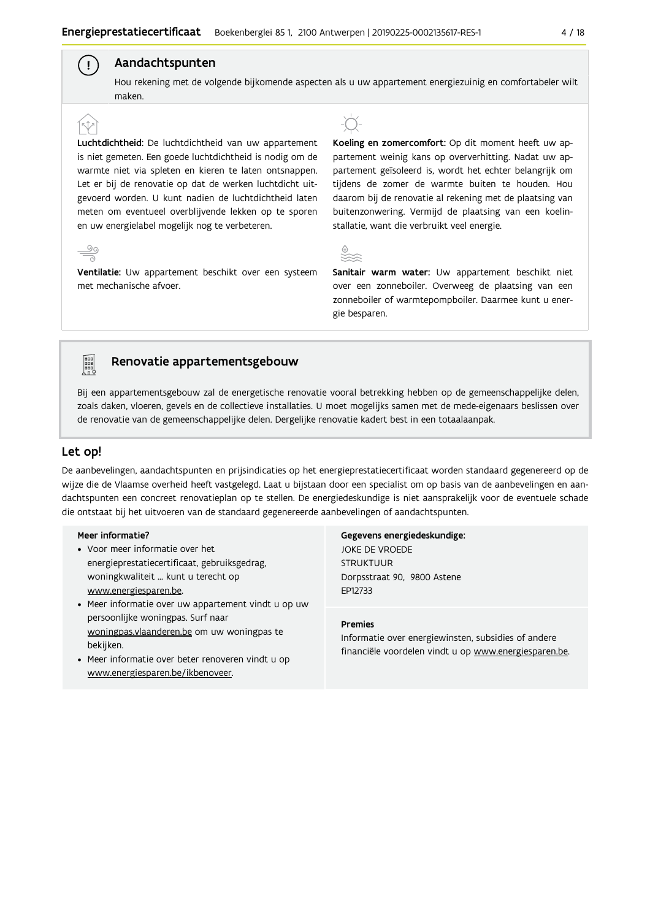## Aandachtspunten

Hou rekening met de volgende bijkomende aspecten als u uw appartement energiezuinig en comfortabeler wilt maken.

**Luchtdichtheid:** De luchtdichtheid van uw appartement is niet gemeten. Een goede luchtdichtheid is nodig om de warmte niet via spleten en kieren te laten ontsnappen. Let er bij de renovatie op dat de werken luchtdicht uitgevoerd worden. U kunt nadien de luchtdichtheid laten meten om eventueel overblijvende lekken op te sporen en uw energielabel mogelijk nog te verbeteren.

**Ventilatie:** Uw appartement beschikt over een systeem met mechanische afvoer.

**Koeling en zomercomfort:** Op dit moment heeft uw appartement weinig kans op oververhitting. Nadat uw appartement geïsoleerd is, wordt het echter belangrijk om tijdens de zomer de warmte buiten te houden. Hou daarom bij de renovatie al rekening met de plaatsing van buitenzonwering. Vermijd de plaatsing van een koelinstallatie, want die verbruikt veel energie.

**Sanitair warm water:** Uw appartement beschikt niet over een zonneboiler. Overweeg de plaatsing van een zonneboiler of warmtepompboiler. Daarmee kunt u energie besparen.

## Renovatie appartementsgebouw

Bij een appartementsgebouw zal de energetische renovatie vooral betrekking hebben op de gemeenschappelijke delen, zoals daken, vloeren, gevels en de collectieve installaties. U moet mogelijks samen met de mede-eigenaars beslissen over de renovatie van de gemeenschappelijke delen. Dergelijke renovatie kadert best in een totaalaanpak.

## Let op!

De aanbevelingen, aandachtspunten en prijsindicaties op het energieprestatiecertificaat worden standaard gegenereerd op de wijze die de Vlaamse overheid heeft vastgelegd. Laat u bijstaan door een specialist om op basis van de aanbevelingen en aandachtspunten een concreet renovatieplan op te stellen. De energiedeskundige is niet aansprakelijk voor de eventuele schade die ontstaat bij het uitvoeren van de standaard gegenereerde aanbevelingen of aandachtspunten.

**Meer informatie?**

- Voor meer informatie over het energieprestatiecertificaat, gebruiksgedrag, woningkwaliteit ... kunt u terecht op www.energiesparen.be.
- Meer informatie over uw appartement vindt u op uw persoonlijke woningpas. Surf naar woningpas.vlaanderen.be om uw woningpas te bekijken.
- Meer informatie over beter renoveren vindt u op www.energiesparen.be/ikbenoveer.

**Gegevens energiedeskundige:**

JOKE DE VROEDE
STRUKTUUR
Dorpsstraat 90, 9800 Astene
EP12733

**Premies**

Informatie over energiewinsten, subsidies of andere financiële voordelen vindt u op www.energiesparen.be.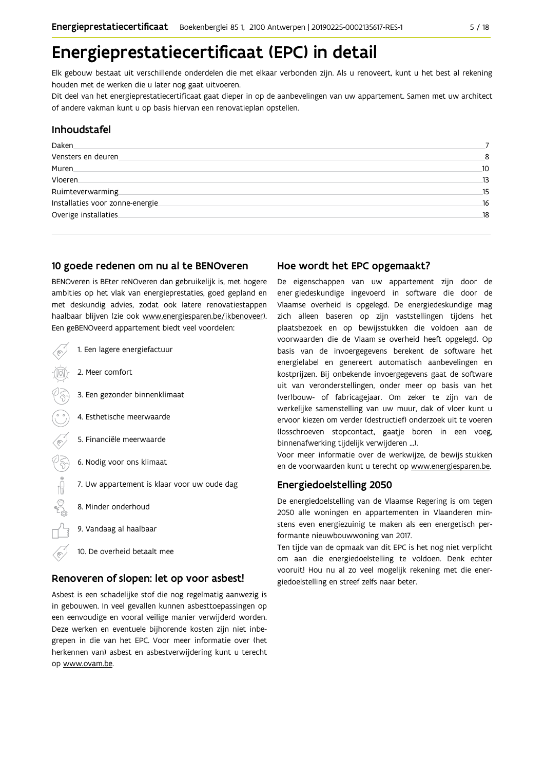# Energieprestatiecertificaat (EPC) in detail

Elk gebouw bestaat uit verschillende onderdelen die met elkaar verbonden zijn. Als u renoveert, kunt u het best al rekening houden met de werken die u later nog gaat uitvoeren.
Dit deel van het energieprestatiecertificaat gaat dieper in op de aanbevelingen van uw appartement. Samen met uw architect of andere vakman kunt u op basis hiervan een renovatieplan opstellen.

## Inhoudstafel

| | |
|---|---|
| Daken | 7 |
| Vensters en deuren | 8 |
| Muren | 10 |
| Vloeren | 13 |
| Ruimteverwarming | 15 |
| Installaties voor zonne-energie | 16 |
| Overige installaties | 18 |

## 10 goede redenen om nu al te BENOveren

BENOveren is BEter reNOveren dan gebruikelijk is, met hogere ambities op het vlak van energieprestaties, goed gepland en met deskundig advies, zodat ook latere renovatiestappen haalbaar blijven (zie ook www.energiesparen.be/ikbenoveer). Een geBENOveerd appartement biedt veel voordelen:

1. Een lagere energiefactuur
2. Meer comfort
3. Een gezonder binnenklimaat
4. Esthetische meerwaarde
5. Financiële meerwaarde
6. Nodig voor ons klimaat
7. Uw appartement is klaar voor uw oude dag
8. Minder onderhoud
9. Vandaag al haalbaar
10. De overheid betaalt mee

## Renoveren of slopen: let op voor asbest!

Asbest is een schadelijke stof die nog regelmatig aanwezig is in gebouwen. In veel gevallen kunnen asbesttoepassingen op een eenvoudige en vooral veilige manier verwijderd worden. Deze werken en eventuele bijhorende kosten zijn niet inbegrepen in die van het EPC. Voor meer informatie over (het herkennen van) asbest en asbestverwijdering kunt u terecht op www.ovam.be.

## Hoe wordt het EPC opgemaakt?

De eigenschappen van uw appartement zijn door de energiedeskundige ingevoerd in software die door de Vlaamse overheid is opgelegd. De energiedeskundige mag zich alleen baseren op zijn vaststellingen tijdens het plaatsbezoek en op bewijsstukken die voldoen aan de voorwaarden die de Vlaamse overheid heeft opgelegd. Op basis van de invoergegevens berekent de software het energielabel en genereert automatisch aanbevelingen en kostprijzen. Bij onbekende invoergegevens gaat de software uit van veronderstellingen, onder meer op basis van het (ver)bouw- of fabricagejaar. Om zeker te zijn van de werkelijke samenstelling van uw muur, dak of vloer kunt u ervoor kiezen om verder (destructief) onderzoek uit te voeren (losschroeven stopcontact, gaatje boren in een voeg, binnenafwerking tijdelijk verwijderen ...).
Voor meer informatie over de werkwijze, de bewijsstukken en de voorwaarden kunt u terecht op www.energiesparen.be.

## Energiedoelstelling 2050

De energiedoelstelling van de Vlaamse Regering is om tegen 2050 alle woningen en appartementen in Vlaanderen minstens even energiezuinig te maken als een energetisch performante nieuwbouwwoning van 2017.
Ten tijde van de opmaak van dit EPC is het nog niet verplicht om aan die energiedoelstelling te voldoen. Denk echter vooruit! Hou nu al zo veel mogelijk rekening met die energiedoelstelling en streef zelfs naar beter.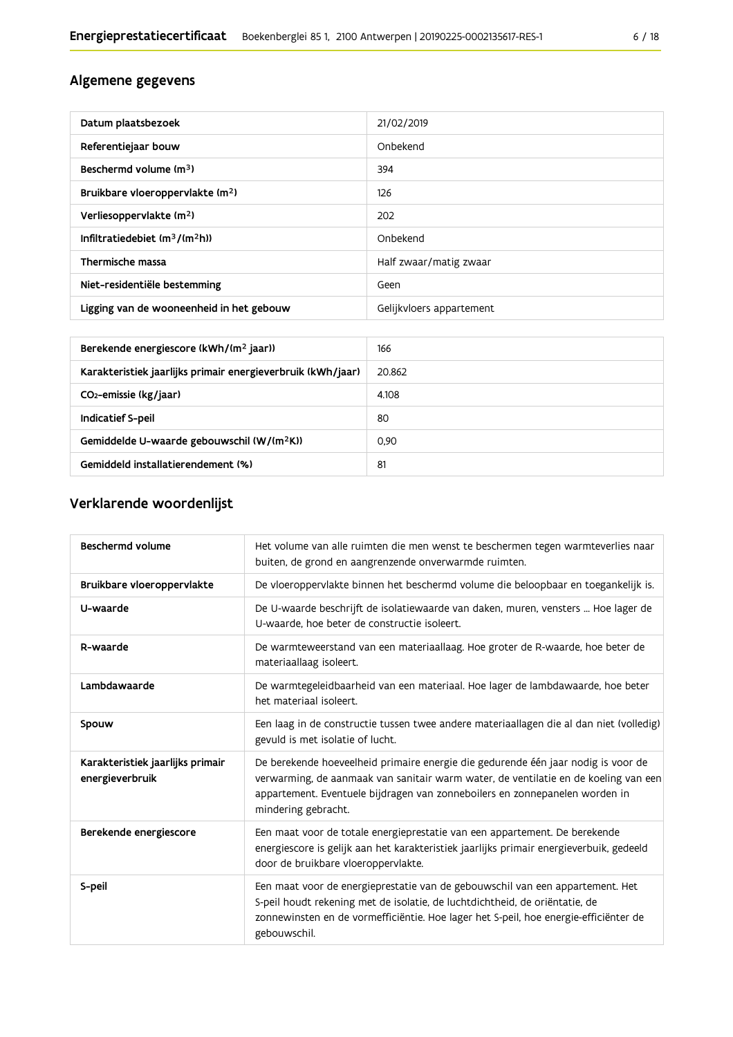## Algemene gegevens

| Datum plaatsbezoek | 21/02/2019 |
|---|---|
| Referentiejaar bouw | Onbekend |
| Beschermd volume ($m^3$) | 394 |
| Bruikbare vloeroppervlakte ($m^2$) | 126 |
| Verliesoppervlakte ($m^2$) | 202 |
| Infiltratiedebiet ($m^3/(m^2h)$) | Onbekend |
| Thermische massa | Half zwaar/matig zwaar |
| Niet-residentiële bestemming | Geen |
| Ligging van de wooneenheid in het gebouw | Gelijkvloers appartement |

| Berekende energiescore (kWh/($m^2$ jaar)) | 166 |
|---|---|
| Karakteristiek jaarlijks primair energieverbruik (kWh/jaar) | 20.862 |
| $CO_2$-emissie (kg/jaar) | 4.108 |
| Indicatief S-peil | 80 |
| Gemiddelde U-waarde gebouwschil (W/($m^2$K)) | 0,90 |
| Gemiddeld installatierendement (%) | 81 |

## Verklarende woordenlijst

| Beschermd volume | Het volume van alle ruimten die men wenst te beschermen tegen warmteverlies naar buiten, de grond en aangrenzende onverwarmde ruimten. |
|---|---|
| Bruikbare vloeroppervlakte | De vloeroppervlakte binnen het beschermd volume die beloopbaar en toegankelijk is. |
| U-waarde | De U-waarde beschrijft de isolatiewaarde van daken, muren, vensters ... Hoe lager de U-waarde, hoe beter de constructie isoleert. |
| R-waarde | De warmteweerstand van een materiaallaag. Hoe groter de R-waarde, hoe beter de materiaallaag isoleert. |
| Lambdawaarde | De warmtegeleidbaarheid van een materiaal. Hoe lager de lambdawaarde, hoe beter het materiaal isoleert. |
| Spouw | Een laag in de constructie tussen twee andere materiaallagen die al dan niet (volledig) gevuld is met isolatie of lucht. |
| Karakteristiek jaarlijks primair energieverbruik | De berekende hoeveelheid primaire energie die gedurende één jaar nodig is voor de verwarming, de aanmaak van sanitair warm water, de ventilatie en de koeling van een appartement. Eventuele bijdragen van zonneboilers en zonnepanelen worden in mindering gebracht. |
| Berekende energiescore | Een maat voor de totale energieprestatie van een appartement. De berekende energiescore is gelijk aan het karakteristiek jaarlijks primair energieverbuik, gedeeld door de bruikbare vloeroppervlakte. |
| S-peil | Een maat voor de energieprestatie van de gebouwschil van een appartement. Het S-peil houdt rekening met de isolatie, de luchtdichtheid, de oriëntatie, de zonnewinsten en de vormefficiëntie. Hoe lager het S-peil, hoe energie-efficiënter de gebouwschil. |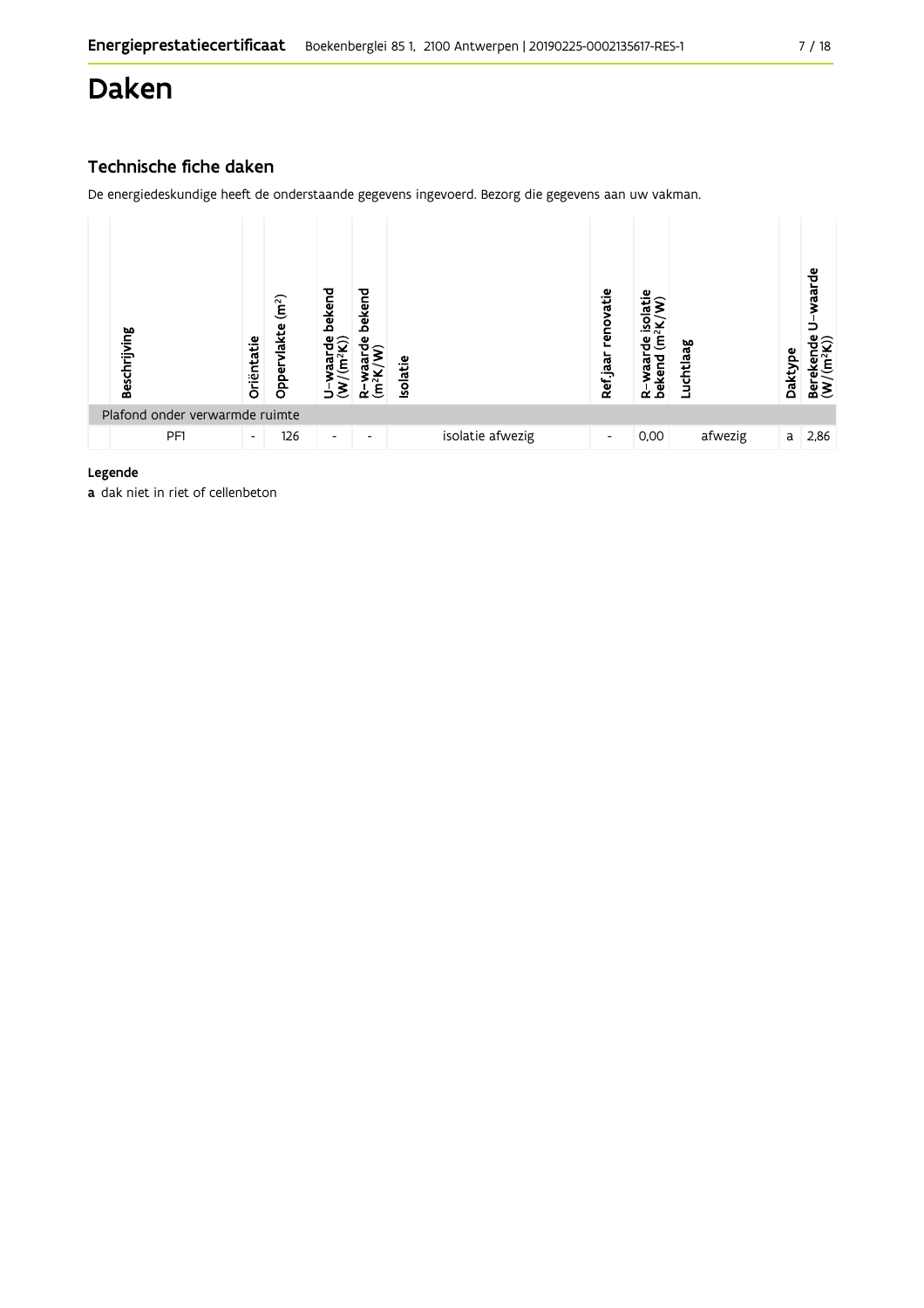# Daken

## Technische fiche daken

De energiedeskundige heeft de onderstaande gegevens ingevoerd. Bezorg die gegevens aan uw vakman.

| Beschrijving | Oriëntatie | Oppervlakte (m²) | U–waarde bekend (W/(m²K)) | R–waarde bekend (m²K/W) | Isolatie | Ref.jaar renovatie | R–waarde isolatie bekend (m²K/W) | Luchtlaag | Daktype | Berekende U–waarde (W/(m²K)) |
|---|---|---|---|---|---|---|---|---|---|---|
| Plafond onder verwarmde ruimte | | | | | | | | | | |
| PF1 | - | 126 | - | - | isolatie afwezig | - | 0,00 | afwezig | a | 2,86 |

**Legende**

**a** dak niet in riet of cellenbeton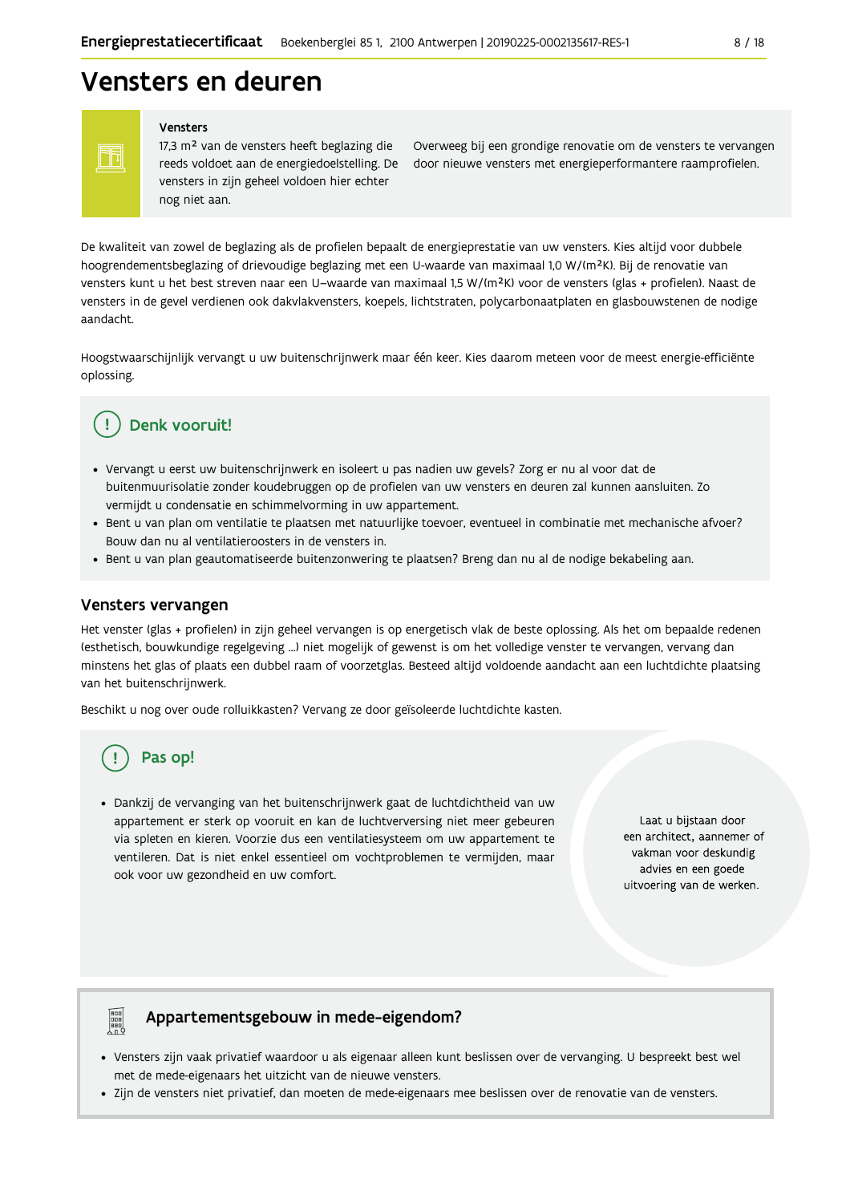# Vensters en deuren

### Vensters

17,3 m² van de vensters heeft beglazing die reeds voldoet aan de energiedoelstelling. De vensters in zijn geheel voldoen hier echter nog niet aan.

Overweeg bij een grondige renovatie om de vensters te vervangen door nieuwe vensters met energieperformantere raamprofielen.

De kwaliteit van zowel de beglazing als de profielen bepaalt de energieprestatie van uw vensters. Kies altijd voor dubbele hoogrendementsbeglazing of drievoudige beglazing met een U-waarde van maximaal 1,0 W/(m²K). Bij de renovatie van vensters kunt u het best streven naar een U–waarde van maximaal 1,5 W/(m²K) voor de vensters (glas + profielen). Naast de vensters in de gevel verdienen ook dakvlakvensters, koepels, lichtstraten, polycarbonaatplaten en glasbouwstenen de nodige aandacht.

Hoogstwaarschijnlijk vervangt u uw buitenschrijnwerk maar één keer. Kies daarom meteen voor de meest energie-efficiënte oplossing.

### Denk vooruit!

- Vervangt u eerst uw buitenschrijnwerk en isoleert u pas nadien uw gevels? Zorg er nu al voor dat de buitenmuurisolatie zonder koudebruggen op de profielen van uw vensters en deuren zal kunnen aansluiten. Zo vermijdt u condensatie en schimmelvorming in uw appartement.
- Bent u van plan om ventilatie te plaatsen met natuurlijke toevoer, eventueel in combinatie met mechanische afvoer? Bouw dan nu al ventilatieroosters in de vensters in.
- Bent u van plan geautomatiseerde buitenzonwering te plaatsen? Breng dan nu al de nodige bekabeling aan.

## Vensters vervangen

Het venster (glas + profielen) in zijn geheel vervangen is op energetisch vlak de beste oplossing. Als het om bepaalde redenen (esthetisch, bouwkundige regelgeving ...) niet mogelijk of gewenst is om het volledige venster te vervangen, vervang dan minstens het glas of plaats een dubbel raam of voorzetglas. Besteed altijd voldoende aandacht aan een luchtdichte plaatsing van het buitenschrijnwerk.

Beschikt u nog over oude rolluikkasten? Vervang ze door geïsoleerde luchtdichte kasten.

### Pas op!

- Dankzij de vervanging van het buitenschrijnwerk gaat de luchtdichtheid van uw appartement er sterk op vooruit en kan de luchtverversing niet meer gebeuren via spleten en kieren. Voorzie dus een ventilatiesysteem om uw appartement te ventileren. Dat is niet enkel essentieel om vochtproblemen te vermijden, maar ook voor uw gezondheid en uw comfort.

Laat u bijstaan door een architect, aannemer of vakman voor deskundig advies en een goede uitvoering van de werken.

### Appartementsgebouw in mede-eigendom?

- Vensters zijn vaak privatief waardoor u als eigenaar alleen kunt beslissen over de vervanging. U bespreekt best wel met de mede-eigenaars het uitzicht van de nieuwe vensters.
- Zijn de vensters niet privatief, dan moeten de mede-eigenaars mee beslissen over de renovatie van de vensters.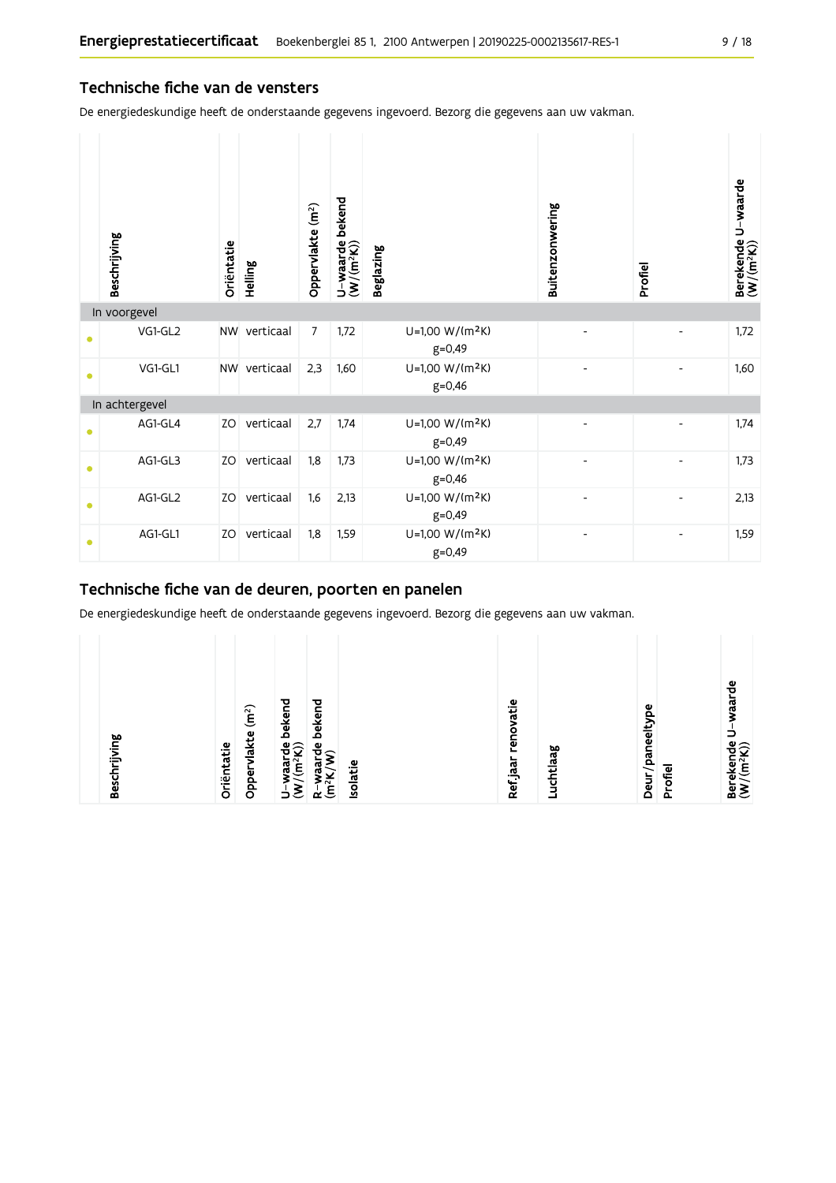## Technische fiche van de vensters

De energiedeskundige heeft de onderstaande gegevens ingevoerd. Bezorg die gegevens aan uw vakman.

| Beschrijving | Oriëntatie | Helling | Oppervlakte (m²) | U-waarde bekend (W/(m²K)) | Beglazing | Buitenzonwering | Profiel | Berekende U-waarde (W/(m²K)) |
|---|---|---|---|---|---|---|---|---|
| **In voorgevel** | | | | | | | | |
| VG1-GL2 | NW | verticaal | 7 | 1,72 | U=1,00 W/(m²K) g=0,49 | - | - | 1,72 |
| VG1-GL1 | NW | verticaal | 2,3 | 1,60 | U=1,00 W/(m²K) g=0,46 | - | - | 1,60 |
| **In achtergevel** | | | | | | | | |
| AG1-GL4 | ZO | verticaal | 2,7 | 1,74 | U=1,00 W/(m²K) g=0,49 | - | - | 1,74 |
| AG1-GL3 | ZO | verticaal | 1,8 | 1,73 | U=1,00 W/(m²K) g=0,46 | - | - | 1,73 |
| AG1-GL2 | ZO | verticaal | 1,6 | 2,13 | U=1,00 W/(m²K) g=0,49 | - | - | 2,13 |
| AG1-GL1 | ZO | verticaal | 1,8 | 1,59 | U=1,00 W/(m²K) g=0,49 | - | - | 1,59 |

## Technische fiche van de deuren, poorten en panelen

De energiedeskundige heeft de onderstaande gegevens ingevoerd. Bezorg die gegevens aan uw vakman.

| Beschrijving | Oriëntatie | Oppervlakte (m²) | U-waarde bekend (W/(m²K)) | R-waarde bekend (m²K/W) | Isolatie | Ref.jaar renovatie | Luchtlaag | Deur/paneeltype | Profiel | Berekende U-waarde (W/(m²K)) |
|---|---|---|---|---|---|---|---|---|---|---|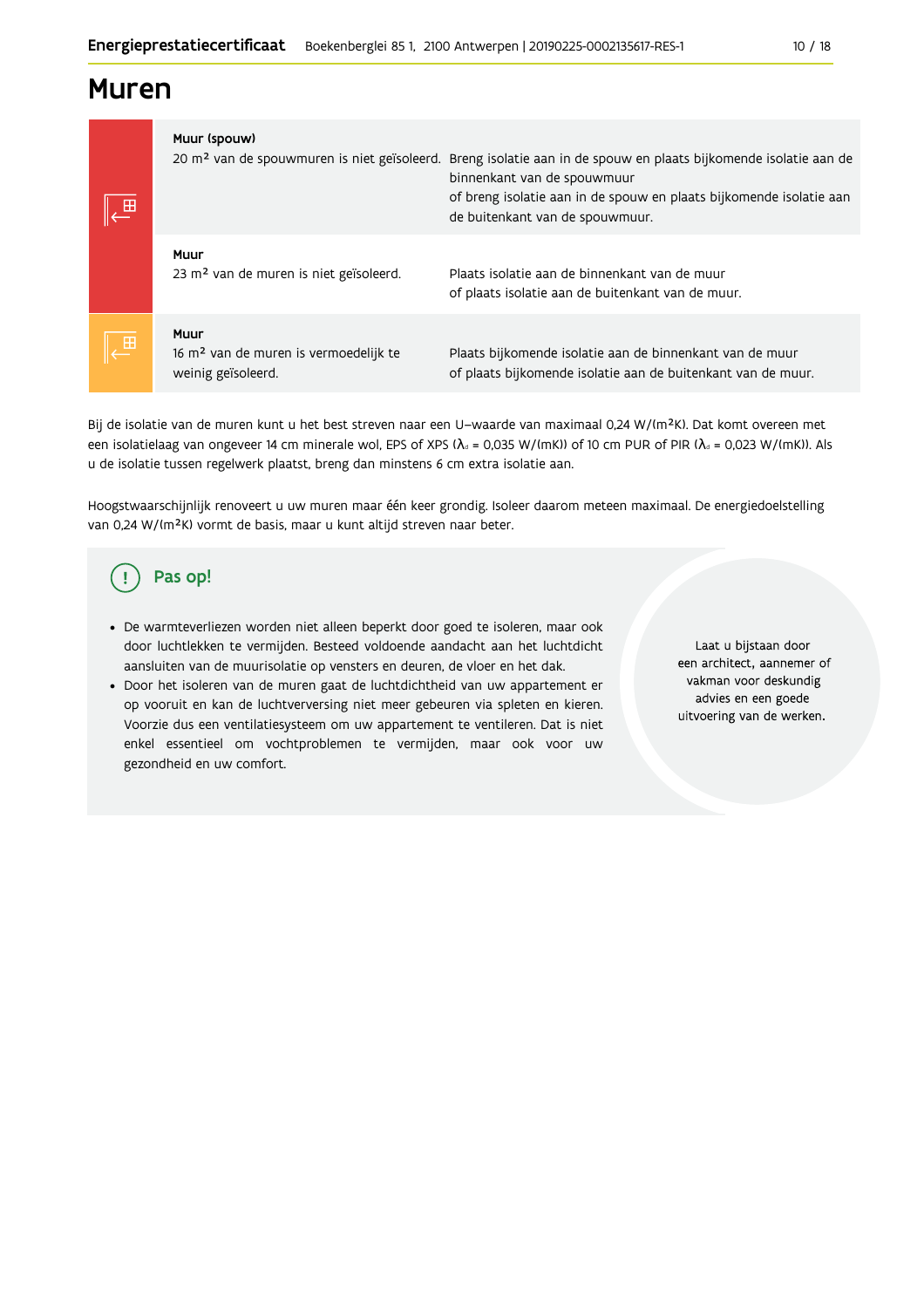# Muren

| | |
|---|---|
| **Muur (spouw)**<br>20 m² van de spouwmuren is niet geïsoleerd. | Breng isolatie aan in de spouw en plaats bijkomende isolatie aan de binnenkant van de spouwmuur<br>of breng isolatie aan in de spouw en plaats bijkomende isolatie aan de buitenkant van de spouwmuur. |
| **Muur**<br>23 m² van de muren is niet geïsoleerd. | Plaats isolatie aan de binnenkant van de muur<br>of plaats isolatie aan de buitenkant van de muur. |
| **Muur**<br>16 m² van de muren is vermoedelijk te weinig geïsoleerd. | Plaats bijkomende isolatie aan de binnenkant van de muur<br>of plaats bijkomende isolatie aan de buitenkant van de muur. |

Bij de isolatie van de muren kunt u het best streven naar een U–waarde van maximaal 0,24 W/(m²K). Dat komt overeen met een isolatielaag van ongeveer 14 cm minerale wol, EPS of XPS ($\lambda_d$ = 0,035 W/(mK)) of 10 cm PUR of PIR ($\lambda_d$ = 0,023 W/(mK)). Als u de isolatie tussen regelwerk plaatst, breng dan minstens 6 cm extra isolatie aan.

Hoogstwaarschijnlijk renoveert u uw muren maar één keer grondig. Isoleer daarom meteen maximaal. De energiedoelstelling van 0,24 W/(m²K) vormt de basis, maar u kunt altijd streven naar beter.

## Pas op!

- De warmteverliezen worden niet alleen beperkt door goed te isoleren, maar ook door luchtlekken te vermijden. Besteed voldoende aandacht aan het luchtdicht aansluiten van de muurisolatie op vensters en deuren, de vloer en het dak.
- Door het isoleren van de muren gaat de luchtdichtheid van uw appartement er op vooruit en kan de luchtverversing niet meer gebeuren via spleten en kieren. Voorzie dus een ventilatiesysteem om uw appartement te ventileren. Dat is niet enkel essentieel om vochtproblemen te vermijden, maar ook voor uw gezondheid en uw comfort.

Laat u bijstaan door een architect, aannemer of vakman voor deskundig advies en een goede uitvoering van de werken.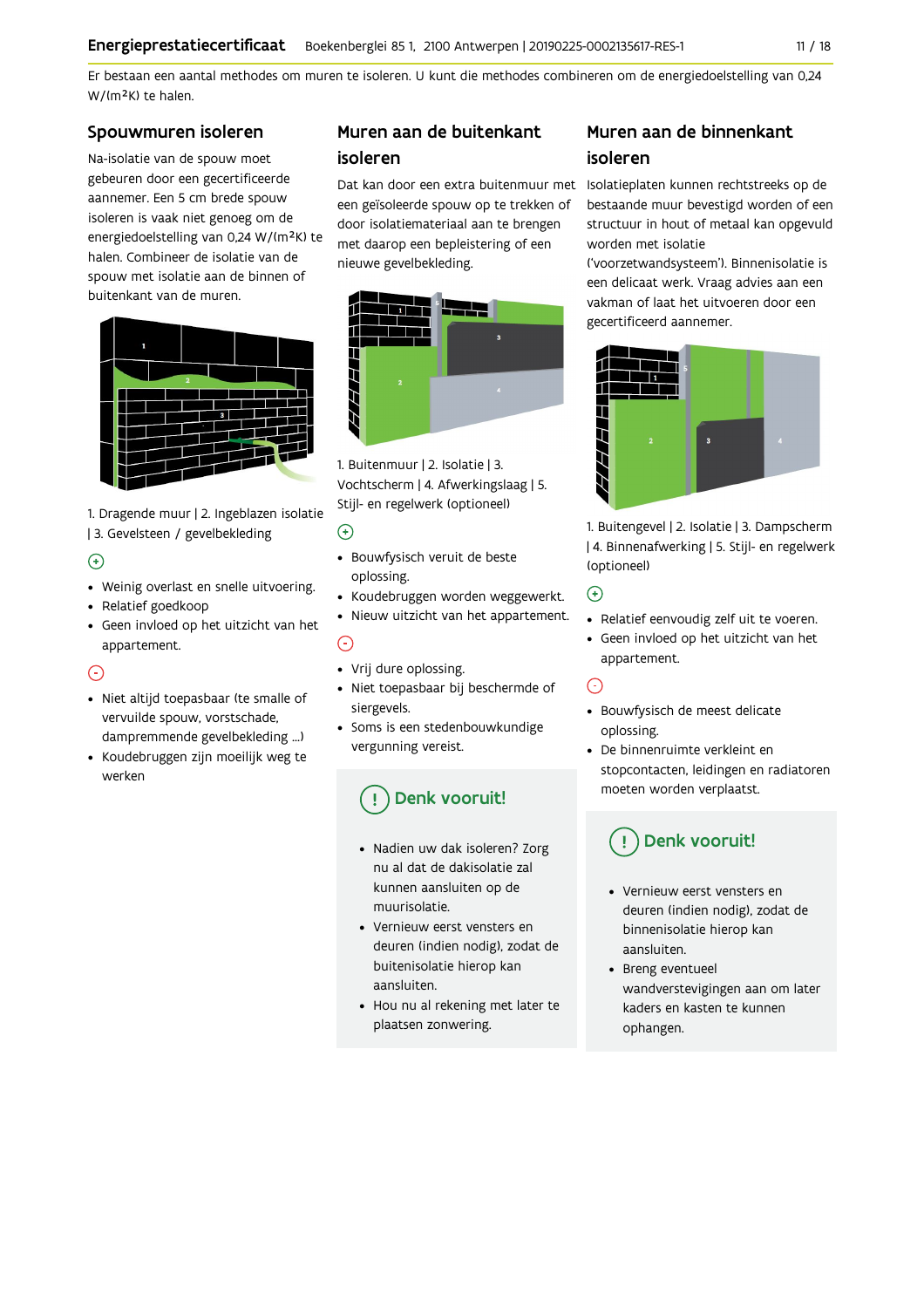Er bestaan een aantal methodes om muren te isoleren. U kunt die methodes combineren om de energiedoelstelling van 0,24 W/(m²K) te halen.

## Spouwmuren isoleren

Na-isolatie van de spouw moet gebeuren door een gecertificeerde aannemer. Een 5 cm brede spouw isoleren is vaak niet genoeg om de energiedoelstelling van 0,24 W/(m²K) te halen. Combineer de isolatie van de spouw met isolatie aan de binnen of buitenkant van de muren.

1. Dragende muur | 2. Ingeblazen isolatie | 3. Gevelsteen / gevelbekleding

⊕

- Weinig overlast en snelle uitvoering.
- Relatief goedkoop
- Geen invloed op het uitzicht van het appartement.

⊖

- Niet altijd toepasbaar (te smalle of vervuilde spouw, vorstschade, dampremmende gevelbekleding ...)
- Koudebruggen zijn moeilijk weg te werken

## Muren aan de buitenkant isoleren

Dat kan door een extra buitenmuur met een geïsoleerde spouw op te trekken of door isolatiemateriaal aan te brengen met daarop een bepleistering of een nieuwe gevelbekleding.

1. Buitenmuur | 2. Isolatie | 3. Vochtscherm | 4. Afwerkingslaag | 5. Stijl- en regelwerk (optioneel)

⊕

- Bouwfysisch veruit de beste oplossing.
- Koudebruggen worden weggewerkt.
- Nieuw uitzicht van het appartement.

⊖

- Vrij dure oplossing.
- Niet toepasbaar bij beschermde of siergevels.
- Soms is een stedenbouwkundige vergunning vereist.

### Denk vooruit!

- Nadien uw dak isoleren? Zorg nu al dat de dakisolatie zal kunnen aansluiten op de muurisolatie.
- Vernieuw eerst vensters en deuren (indien nodig), zodat de buitenisolatie hierop kan aansluiten.
- Hou nu al rekening met later te plaatsen zonwering.

## Muren aan de binnenkant isoleren

Isolatieplaten kunnen rechtstreeks op de bestaande muur bevestigd worden of een structuur in hout of metaal kan opgevuld worden met isolatie ('voorzetwandsysteem'). Binnenisolatie is een delicaat werk. Vraag advies aan een vakman of laat het uitvoeren door een gecertificeerd aannemer.

1. Buitengevel | 2. Isolatie | 3. Dampscherm | 4. Binnenafwerking | 5. Stijl- en regelwerk (optioneel)

⊕

- Relatief eenvoudig zelf uit te voeren.
- Geen invloed op het uitzicht van het appartement.

⊖

- Bouwfysisch de meest delicate oplossing.
- De binnenruimte verkleint en stopcontacten, leidingen en radiatoren moeten worden verplaatst.

### Denk vooruit!

- Vernieuw eerst vensters en deuren (indien nodig), zodat de binnenisolatie hierop kan aansluiten.
- Breng eventueel wandverstevigingen aan om later kaders en kasten te kunnen ophangen.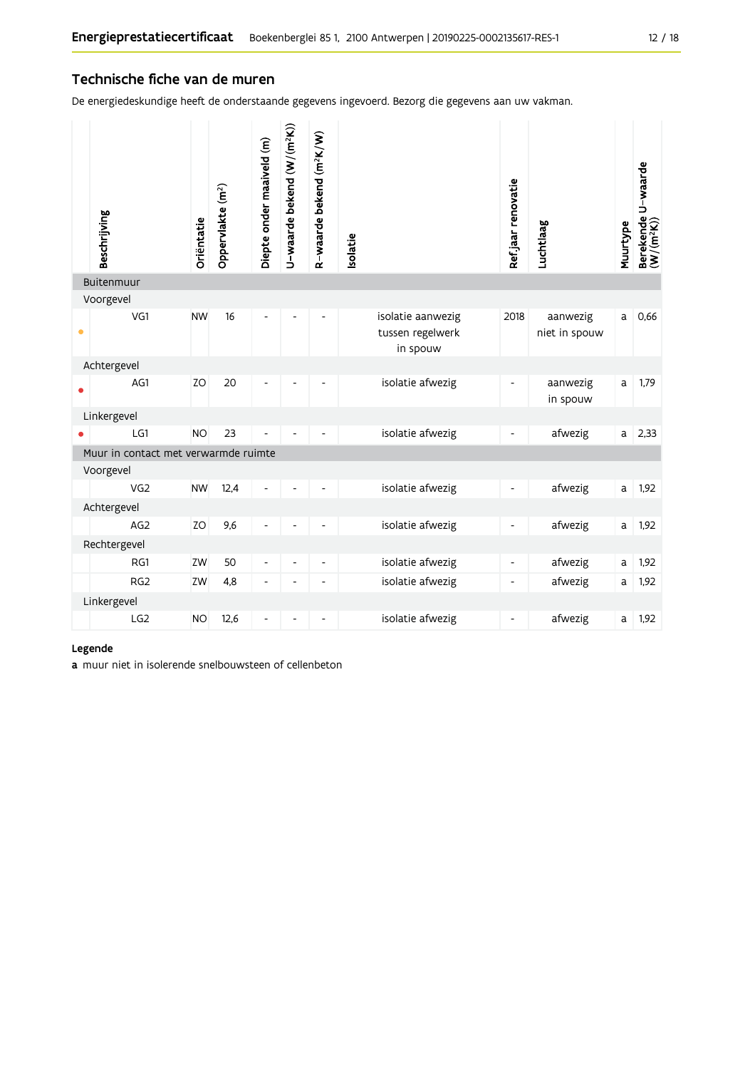## Technische fiche van de muren

De energiedeskundige heeft de onderstaande gegevens ingevoerd. Bezorg die gegevens aan uw vakman.

| | Beschrijving | Oriëntatie | Oppervlakte ($m^2$) | Diepte onder maaiveld (m) | U-waarde bekend ($W/(m^2K)$) | R-waarde bekend ($m^2K/W$) | Isolatie | Ref.jaar renovatie | Luchtlaag | Muurtype | Berekende U-waarde ($W/(m^2K)$) |
|---|---|---|---|---|---|---|---|---|---|---|---|
| **Buitenmuur** | | | | | | | | | | | |
| Voorgevel | | | | | | | | | | | |
| • | VG1 | NW | 16 | - | - | - | isolatie aanwezig tussen regelwerk in spouw | 2018 | aanwezig niet in spouw | a | 0,66 |
| Achtergevel | | | | | | | | | | | |
| • | AG1 | ZO | 20 | - | - | - | isolatie afwezig | - | aanwezig in spouw | a | 1,79 |
| Linkergevel | | | | | | | | | | | |
| • | LG1 | NO | 23 | - | - | - | isolatie afwezig | - | afwezig | a | 2,33 |
| **Muur in contact met verwarmde ruimte** | | | | | | | | | | | |
| Voorgevel | | | | | | | | | | | |
| | VG2 | NW | 12,4 | - | - | - | isolatie afwezig | - | afwezig | a | 1,92 |
| Achtergevel | | | | | | | | | | | |
| | AG2 | ZO | 9,6 | - | - | - | isolatie afwezig | - | afwezig | a | 1,92 |
| Rechtergevel | | | | | | | | | | | |
| | RG1 | ZW | 50 | - | - | - | isolatie afwezig | - | afwezig | a | 1,92 |
| | RG2 | ZW | 4,8 | - | - | - | isolatie afwezig | - | afwezig | a | 1,92 |
| Linkergevel | | | | | | | | | | | |
| | LG2 | NO | 12,6 | - | - | - | isolatie afwezig | - | afwezig | a | 1,92 |

**Legende**

**a** muur niet in isolerende snelbouwsteen of cellenbeton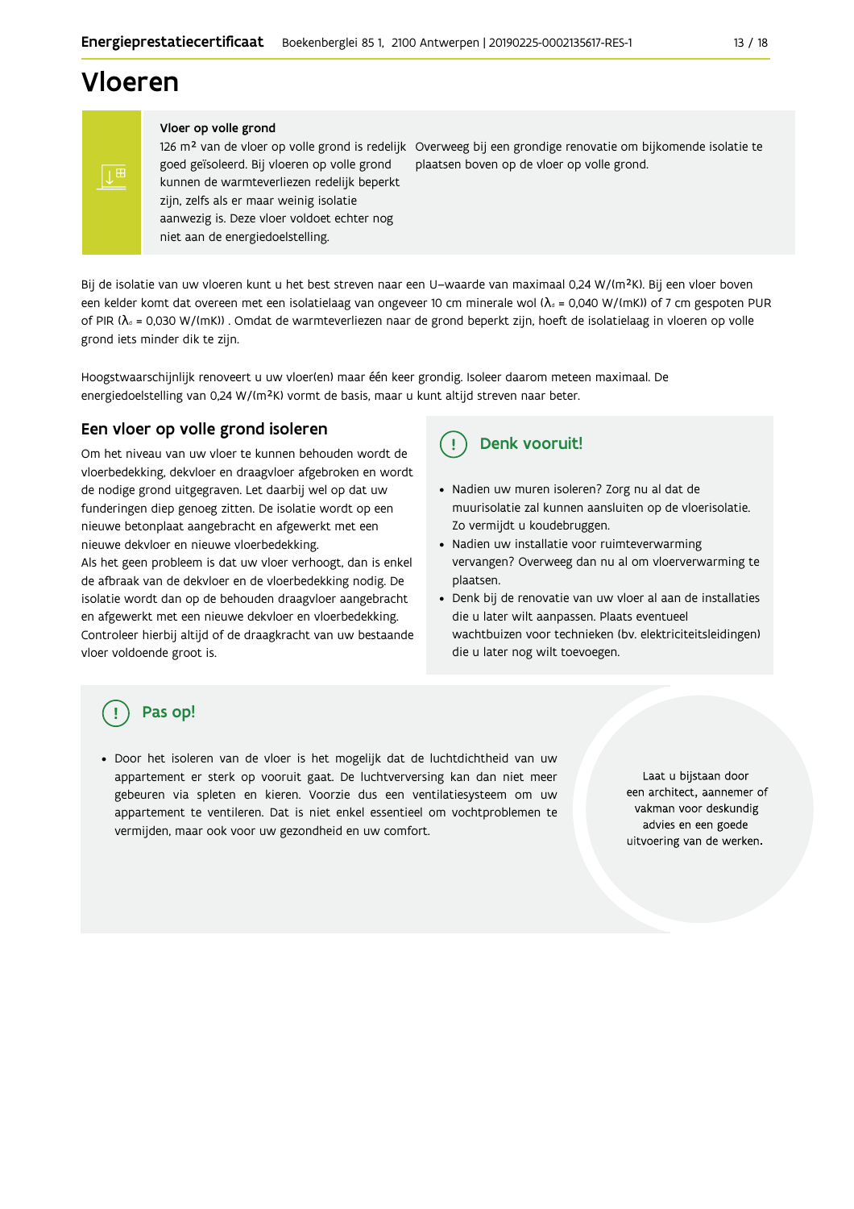# Vloeren

**Vloer op volle grond**

126 m² van de vloer op volle grond is redelijk goed geïsoleerd. Bij vloeren op volle grond kunnen de warmteverliezen redelijk beperkt zijn, zelfs als er maar weinig isolatie aanwezig is. Deze vloer voldoet echter nog niet aan de energiedoelstelling.

Overweeg bij een grondige renovatie om bijkomende isolatie te plaatsen boven op de vloer op volle grond.

Bij de isolatie van uw vloeren kunt u het best streven naar een U-waarde van maximaal 0,24 W/(m²K). Bij een vloer boven een kelder komt dat overeen met een isolatielaag van ongeveer 10 cm minerale wol ($\lambda_d$ = 0,040 W/(mK)) of 7 cm gespoten PUR of PIR ($\lambda_d$ = 0,030 W/(mK)) . Omdat de warmteverliezen naar de grond beperkt zijn, hoeft de isolatielaag in vloeren op volle grond iets minder dik te zijn.

Hoogstwaarschijnlijk renoveert u uw vloer(en) maar één keer grondig. Isoleer daarom meteen maximaal. De energiedoelstelling van 0,24 W/(m²K) vormt de basis, maar u kunt altijd streven naar beter.

## Een vloer op volle grond isoleren

Om het niveau van uw vloer te kunnen behouden wordt de vloerbedekking, dekvloer en draagvloer afgebroken en wordt de nodige grond uitgegraven. Let daarbij wel op dat uw funderingen diep genoeg zitten. De isolatie wordt op een nieuwe betonplaat aangebracht en afgewerkt met een nieuwe dekvloer en nieuwe vloerbedekking.
Als het geen probleem is dat uw vloer verhoogt, dan is enkel de afbraak van de dekvloer en de vloerbedekking nodig. De isolatie wordt dan op de behouden draagvloer aangebracht en afgewerkt met een nieuwe dekvloer en vloerbedekking. Controleer hierbij altijd of de draagkracht van uw bestaande vloer voldoende groot is.

### Denk vooruit!

- Nadien uw muren isoleren? Zorg nu al dat de muurisolatie zal kunnen aansluiten op de vloerisolatie. Zo vermijdt u koudebruggen.
- Nadien uw installatie voor ruimteverwarming vervangen? Overweeg dan nu al om vloerverwarming te plaatsen.
- Denk bij de renovatie van uw vloer al aan de installaties die u later wilt aanpassen. Plaats eventueel wachtbuizen voor technieken (bv. elektriciteitsleidingen) die u later nog wilt toevoegen.

### Pas op!

- Door het isoleren van de vloer is het mogelijk dat de luchtdichtheid van uw appartement er sterk op vooruit gaat. De luchtverversing kan dan niet meer gebeuren via spleten en kieren. Voorzie dus een ventilatiesysteem om uw appartement te ventileren. Dat is niet enkel essentieel om vochtproblemen te vermijden, maar ook voor uw gezondheid en uw comfort.

Laat u bijstaan door een architect, aannemer of vakman voor deskundig advies en een goede uitvoering van de werken.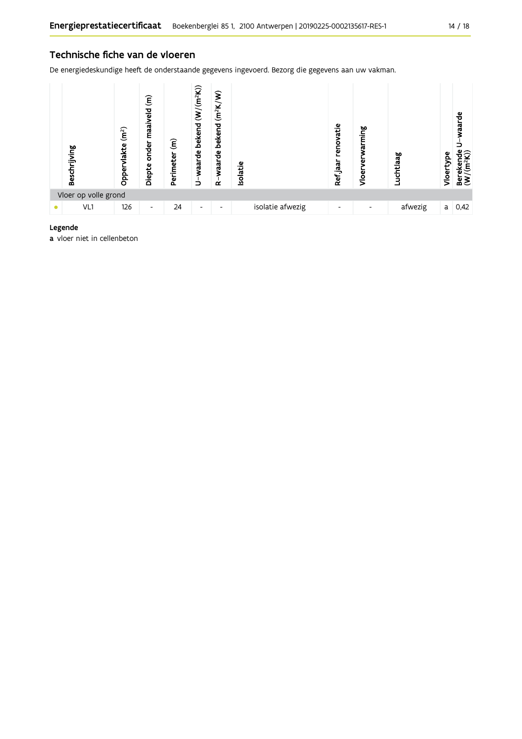## Technische fiche van de vloeren

De energiedeskundige heeft de onderstaande gegevens ingevoerd. Bezorg die gegevens aan uw vakman.

| | Beschrijving | Oppervlakte (m²) | Diepte onder maaiveld (m) | Perimeter (m) | U-waarde bekend (W/(m²K)) | R-waarde bekend (m²K/W) | Isolatie | Ref.jaar renovatie | Vloerverwarming | Luchtlaag | Vloertype | Berekende U-waarde (W/(m²K)) |
|---|---|---|---|---|---|---|---|---|---|---|---|---|
| Vloer op volle grond | | | | | | | | | | | | |
| • | VL1 | 126 | - | 24 | - | - | isolatie afwezig | - | - | afwezig | a | 0,42 |

**Legende**

**a** vloer niet in cellenbeton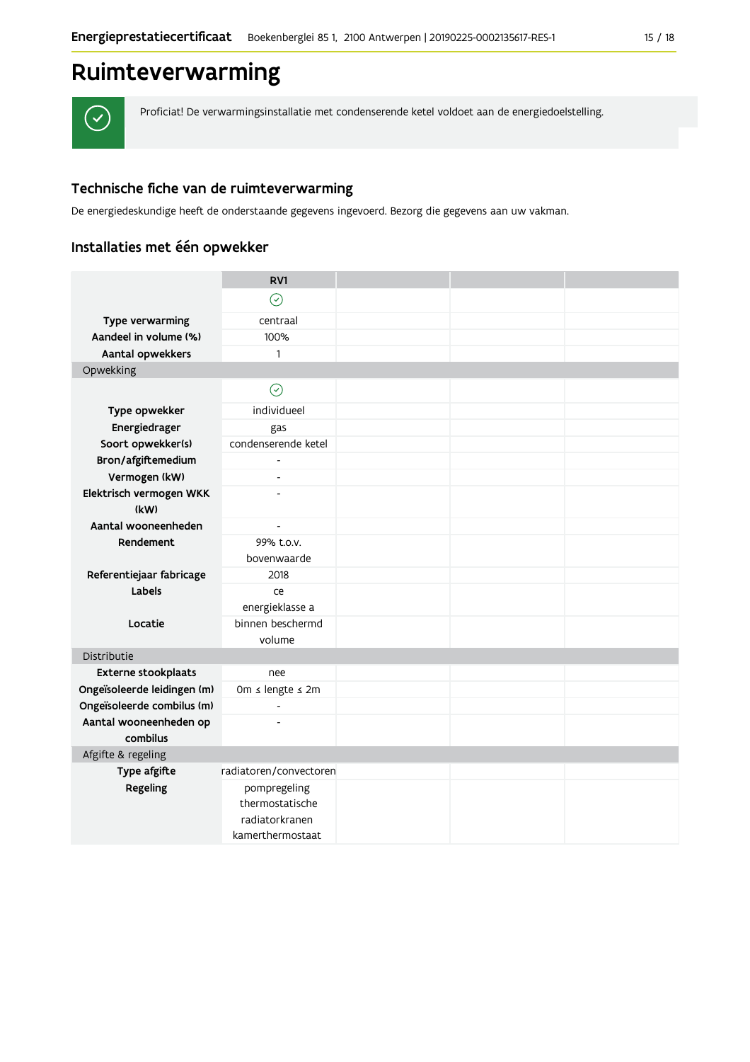# Ruimteverwarming

Proficiat! De verwarmingsinstallatie met condenserende ketel voldoet aan de energiedoelstelling.

## Technische fiche van de ruimteverwarming

De energiedeskundige heeft de onderstaande gegevens ingevoerd. Bezorg die gegevens aan uw vakman.

## Installaties met één opwekker

| | RV1 | | | |
|---|---|---|---|---|
| | ✓ | | | |
| **Type verwarming** | centraal | | | |
| **Aandeel in volume (%)** | 100% | | | |
| **Aantal opwekkers** | 1 | | | |
| Opwekking | | | | |
| | ✓ | | | |
| **Type opwekker** | individueel | | | |
| **Energiedrager** | gas | | | |
| **Soort opwekker(s)** | condenserende ketel | | | |
| **Bron/afgiftemedium** | - | | | |
| **Vermogen (kW)** | - | | | |
| **Elektrisch vermogen WKK (kW)** | - | | | |
| **Aantal wooneenheden** | - | | | |
| **Rendement** | 99% t.o.v. bovenwaarde | | | |
| **Referentiejaar fabricage** | 2018 | | | |
| **Labels** | ce energieklasse a | | | |
| **Locatie** | binnen beschermd volume | | | |
| Distributie | | | | |
| **Externe stookplaats** | nee | | | |
| **Ongeïsoleerde leidingen (m)** | 0m ≤ lengte ≤ 2m | | | |
| **Ongeïsoleerde combilus (m)** | - | | | |
| **Aantal wooneenheden op combilus** | - | | | |
| Afgifte & regeling | | | | |
| **Type afgifte** | radiatoren/convectoren | | | |
| **Regeling** | pompregeling thermostatische radiatorkranen kamerthermostaat | | | |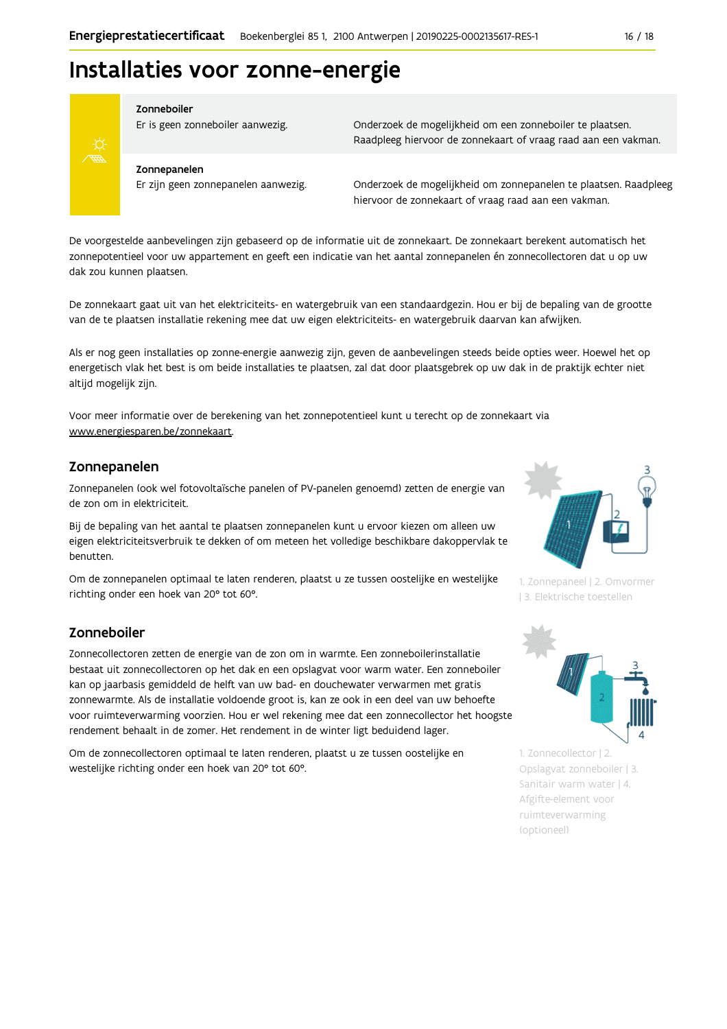# Installaties voor zonne-energie

| | | |
|---|---|---|
| **Zonneboiler** | Er is geen zonneboiler aanwezig. | Onderzoek de mogelijkheid om een zonneboiler te plaatsen. Raadpleeg hiervoor de zonnekaart of vraag raad aan een vakman. |
| **Zonnepanelen** | Er zijn geen zonnepanelen aanwezig. | Onderzoek de mogelijkheid om zonnepanelen te plaatsen. Raadpleeg hiervoor de zonnekaart of vraag raad aan een vakman. |

De voorgestelde aanbevelingen zijn gebaseerd op de informatie uit de zonnekaart. De zonnekaart berekent automatisch het zonnepotentieel voor uw appartement en geeft een indicatie van het aantal zonnepanelen én zonnecollectoren dat u op uw dak zou kunnen plaatsen.

De zonnekaart gaat uit van het elektriciteits- en watergebruik van een standaardgezin. Hou er bij de bepaling van de grootte van de te plaatsen installatie rekening mee dat uw eigen elektriciteits- en watergebruik daarvan kan afwijken.

Als er nog geen installaties op zonne-energie aanwezig zijn, geven de aanbevelingen steeds beide opties weer. Hoewel het op energetisch vlak het best is om beide installaties te plaatsen, zal dat door plaatsgebrek op uw dak in de praktijk echter niet altijd mogelijk zijn.

Voor meer informatie over de berekening van het zonnepotentieel kunt u terecht op de zonnekaart via www.energiesparen.be/zonnekaart.

## Zonnepanelen

Zonnepanelen (ook wel fotovoltaïsche panelen of PV-panelen genoemd) zetten de energie van de zon om in elektriciteit.

Bij de bepaling van het aantal te plaatsen zonnepanelen kunt u ervoor kiezen om alleen uw eigen elektriciteitsverbruik te dekken of om meteen het volledige beschikbare dakoppervlak te benutten.

Om de zonnepanelen optimaal te laten renderen, plaatst u ze tussen oostelijke en westelijke richting onder een hoek van 20° tot 60°.

1. Zonnepaneel | 2. Omvormer | 3. Elektrische toestellen

## Zonneboiler

Zonnecollectoren zetten de energie van de zon om in warmte. Een zonneboilerinstallatie bestaat uit zonnecollectoren op het dak en een opslagvat voor warm water. Een zonneboiler kan op jaarbasis gemiddeld de helft van uw bad- en douchewater verwarmen met gratis zonnewarmte. Als de installatie voldoende groot is, kan ze ook in een deel van uw behoefte voor ruimteverwarming voorzien. Hou er wel rekening mee dat een zonnecollector het hoogste rendement behaalt in de zomer. Het rendement in de winter ligt beduidend lager.

Om de zonnecollectoren optimaal te laten renderen, plaatst u ze tussen oostelijke en westelijke richting onder een hoek van 20° tot 60°.

1. Zonnecollector | 2. Opslagvat zonneboiler | 3. Sanitair warm water | 4. Afgifte-element voor ruimteverwarming (optioneel)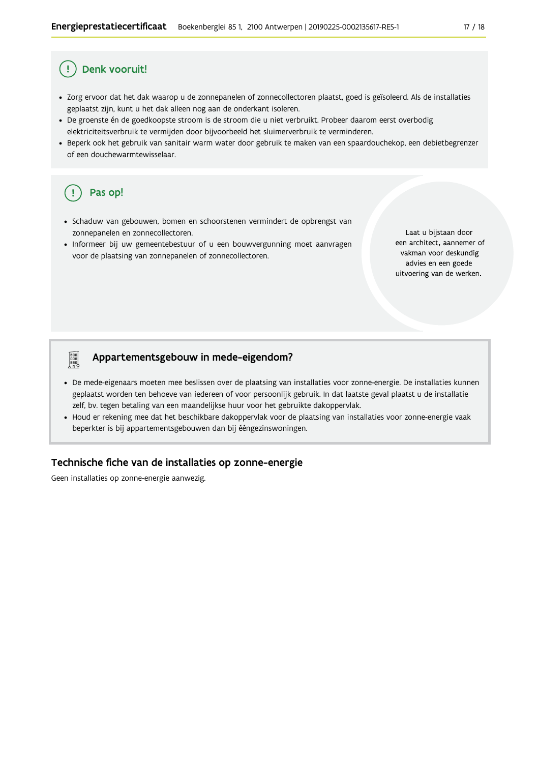## Denk vooruit!

- Zorg ervoor dat het dak waarop u de zonnepanelen of zonnecollectoren plaatst, goed is geïsoleerd. Als de installaties geplaatst zijn, kunt u het dak alleen nog aan de onderkant isoleren.
- De groenste én de goedkoopste stroom is de stroom die u niet verbruikt. Probeer daarom eerst overbodig elektriciteitsverbruik te vermijden door bijvoorbeeld het sluimerverbruik te verminderen.
- Beperk ook het gebruik van sanitair warm water door gebruik te maken van een spaardouchekop, een debietbegrenzer of een douchewarmtewisselaar.

## Pas op!

- Schaduw van gebouwen, bomen en schoorstenen vermindert de opbrengst van zonnepanelen en zonnecollectoren.
- Informeer bij uw gemeentebestuur of u een bouwvergunning moet aanvragen voor de plaatsing van zonnepanelen of zonnecollectoren.

Laat u bijstaan door een architect, aannemer of vakman voor deskundig advies en een goede uitvoering van de werken.

## Appartementsgebouw in mede-eigendom?

- De mede-eigenaars moeten mee beslissen over de plaatsing van installaties voor zonne-energie. De installaties kunnen geplaatst worden ten behoeve van iedereen of voor persoonlijk gebruik. In dat laatste geval plaatst u de installatie zelf, bv. tegen betaling van een maandelijkse huur voor het gebruikte dakoppervlak.
- Houd er rekening mee dat het beschikbare dakoppervlak voor de plaatsing van installaties voor zonne-energie vaak beperkter is bij appartementsgebouwen dan bij ééngezinswoningen.

## Technische fiche van de installaties op zonne-energie

Geen installaties op zonne-energie aanwezig.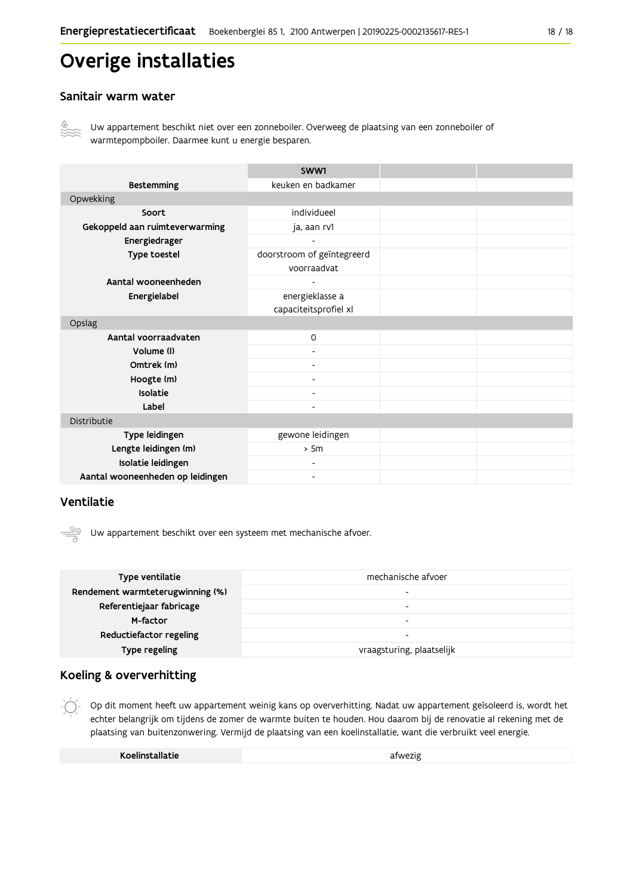# Overige installaties

## Sanitair warm water

Uw appartement beschikt niet over een zonneboiler. Overweeg de plaatsing van een zonneboiler of warmtepompboiler. Daarmee kunt u energie besparen.

| | SWW1 | | |
|---|---|---|---|
| **Bestemming** | keuken en badkamer | | |
| Opwekking | | | |
| **Soort** | individueel | | |
| **Gekoppeld aan ruimteverwarming** | ja, aan rv1 | | |
| **Energiedrager** | - | | |
| **Type toestel** | doorstroom of geïntegreerd voorraadvat | | |
| **Aantal wooneenheden** | - | | |
| **Energielabel** | energieklasse a capaciteitsprofiel xl | | |
| Opslag | | | |
| **Aantal voorraadvaten** | 0 | | |
| **Volume (l)** | - | | |
| **Omtrek (m)** | - | | |
| **Hoogte (m)** | - | | |
| **Isolatie** | - | | |
| **Label** | - | | |
| Distributie | | | |
| **Type leidingen** | gewone leidingen | | |
| **Lengte leidingen (m)** | > 5m | | |
| **Isolatie leidingen** | - | | |
| **Aantal wooneenheden op leidingen** | - | | |

## Ventilatie

Uw appartement beschikt over een systeem met mechanische afvoer.

| | |
|---|---|
| **Type ventilatie** | mechanische afvoer |
| **Rendement warmteterugwinning (%)** | - |
| **Referentiejaar fabricage** | - |
| **M-factor** | - |
| **Reductiefactor regeling** | - |
| **Type regeling** | vraagsturing, plaatselijk |

## Koeling & oververhitting

Op dit moment heeft uw appartement weinig kans op oververhitting. Nadat uw appartement geïsoleerd is, wordt het echter belangrijk om tijdens de zomer de warmte buiten te houden. Hou daarom bij de renovatie al rekening met de plaatsing van buitenzonwering. Vermijd de plaatsing van een koelinstallatie, want die verbruikt veel energie.

| | |
|---|---|
| **Koelinstallatie** | afwezig |